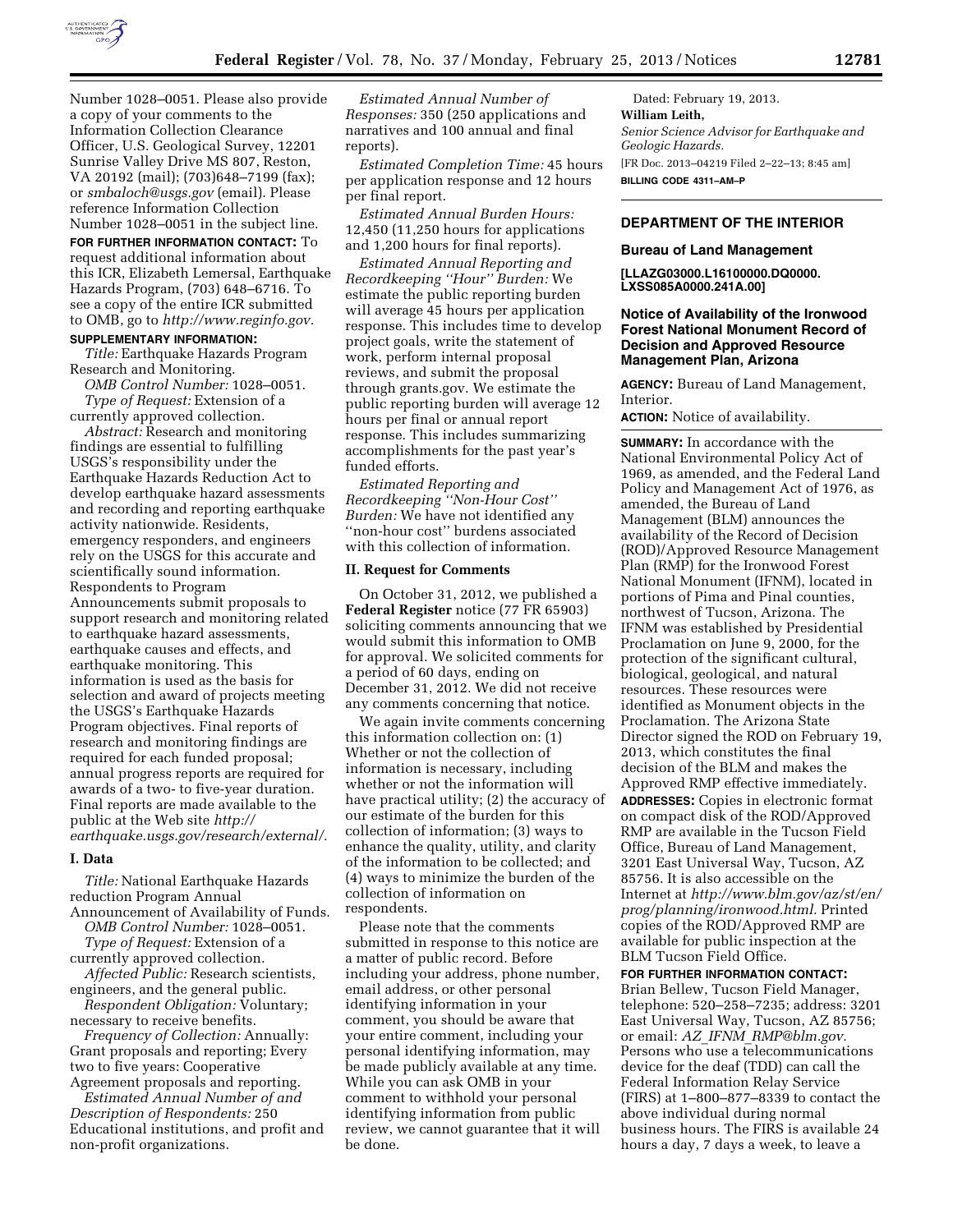Number 1028–0051. Please also provide a copy of your comments to the Information Collection Clearance Officer, U.S. Geological Survey, 12201 Sunrise Valley Drive MS 807, Reston, VA 20192 (mail); (703)648–7199 (fax); or *smbaloch@usgs.gov* (email). Please reference Information Collection Number 1028–0051 in the subject line.

**FOR FURTHER INFORMATION CONTACT:** To request additional information about this ICR, Elizabeth Lemersal, Earthquake Hazards Program, (703) 648–6716. To see a copy of the entire ICR submitted to OMB, go to *http://www.reginfo.gov.*

**SUPPLEMENTARY INFORMATION:**

*Title:* Earthquake Hazards Program Research and Monitoring.

*OMB Control Number:* 1028–0051.

*Type of Request:* Extension of a currently approved collection.

*Abstract:* Research and monitoring findings are essential to fulfilling USGS's responsibility under the Earthquake Hazards Reduction Act to develop earthquake hazard assessments and recording and reporting earthquake activity nationwide. Residents, emergency responders, and engineers rely on the USGS for this accurate and scientifically sound information. Respondents to Program Announcements submit proposals to support research and monitoring related to earthquake hazard assessments, earthquake causes and effects, and earthquake monitoring. This information is used as the basis for selection and award of projects meeting the USGS's Earthquake Hazards Program objectives. Final reports of research and monitoring findings are required for each funded proposal; annual progress reports are required for awards of a two- to five-year duration. Final reports are made available to the public at the Web site *http://earthquake.usgs.gov/research/external/.*

## I. Data

*Title:* National Earthquake Hazards reduction Program Annual Announcement of Availability of Funds.

*OMB Control Number:* 1028–0051.

*Type of Request:* Extension of a currently approved collection.

*Affected Public:* Research scientists, engineers, and the general public.

*Respondent Obligation:* Voluntary; necessary to receive benefits.

*Frequency of Collection:* Annually: Grant proposals and reporting; Every two to five years: Cooperative Agreement proposals and reporting.

*Estimated Annual Number of and Description of Respondents:* 250 Educational institutions, and profit and non-profit organizations.

*Estimated Annual Number of Responses:* 350 (250 applications and narratives and 100 annual and final reports).

*Estimated Completion Time:* 45 hours per application response and 12 hours per final report.

*Estimated Annual Burden Hours:* 12,450 (11,250 hours for applications and 1,200 hours for final reports).

*Estimated Annual Reporting and Recordkeeping "Hour" Burden:* We estimate the public reporting burden will average 45 hours per application response. This includes time to develop project goals, write the statement of work, perform internal proposal reviews, and submit the proposal through grants.gov. We estimate the public reporting burden will average 12 hours per final or annual report response. This includes summarizing accomplishments for the past year's funded efforts.

*Estimated Reporting and Recordkeeping "Non-Hour Cost" Burden:* We have not identified any "non-hour cost" burdens associated with this collection of information.

## II. Request for Comments

On October 31, 2012, we published a **Federal Register** notice (77 FR 65903) soliciting comments announcing that we would submit this information to OMB for approval. We solicited comments for a period of 60 days, ending on December 31, 2012. We did not receive any comments concerning that notice.

We again invite comments concerning this information collection on: (1) Whether or not the collection of information is necessary, including whether or not the information will have practical utility; (2) the accuracy of our estimate of the burden for this collection of information; (3) ways to enhance the quality, utility, and clarity of the information to be collected; and (4) ways to minimize the burden of the collection of information on respondents.

Please note that the comments submitted in response to this notice are a matter of public record. Before including your address, phone number, email address, or other personal identifying information in your comment, you should be aware that your entire comment, including your personal identifying information, may be made publicly available at any time. While you can ask OMB in your comment to withhold your personal identifying information from public review, we cannot guarantee that it will be done.

Dated: February 19, 2013.

**William Leith,**

*Senior Science Advisor for Earthquake and Geologic Hazards.*

[FR Doc. 2013–04219 Filed 2–22–13; 8:45 am]

**BILLING CODE 4311–AM–P**

---

# DEPARTMENT OF THE INTERIOR

## Bureau of Land Management

**[LLAZG03000.L16100000.DQ0000.LXSS085A0000.241A.00]**

## Notice of Availability of the Ironwood Forest National Monument Record of Decision and Approved Resource Management Plan, Arizona

**AGENCY:** Bureau of Land Management, Interior.

**ACTION:** Notice of availability.

**SUMMARY:** In accordance with the National Environmental Policy Act of 1969, as amended, and the Federal Land Policy and Management Act of 1976, as amended, the Bureau of Land Management (BLM) announces the availability of the Record of Decision (ROD)/Approved Resource Management Plan (RMP) for the Ironwood Forest National Monument (IFNM), located in portions of Pima and Pinal counties, northwest of Tucson, Arizona. The IFNM was established by Presidential Proclamation on June 9, 2000, for the protection of the significant cultural, biological, geological, and natural resources. These resources were identified as Monument objects in the Proclamation. The Arizona State Director signed the ROD on February 19, 2013, which constitutes the final decision of the BLM and makes the Approved RMP effective immediately.

**ADDRESSES:** Copies in electronic format on compact disk of the ROD/Approved RMP are available in the Tucson Field Office, Bureau of Land Management, 3201 East Universal Way, Tucson, AZ 85756. It is also accessible on the Internet at *http://www.blm.gov/az/st/en/prog/planning/ironwood.html.* Printed copies of the ROD/Approved RMP are available for public inspection at the BLM Tucson Field Office.

**FOR FURTHER INFORMATION CONTACT:** Brian Bellew, Tucson Field Manager, telephone: 520–258–7235; address: 3201 East Universal Way, Tucson, AZ 85756; or email: *AZ_IFNM_RMP@blm.gov.* Persons who use a telecommunications device for the deaf (TDD) can call the Federal Information Relay Service (FIRS) at 1–800–877–8339 to contact the above individual during normal business hours. The FIRS is available 24 hours a day, 7 days a week, to leave a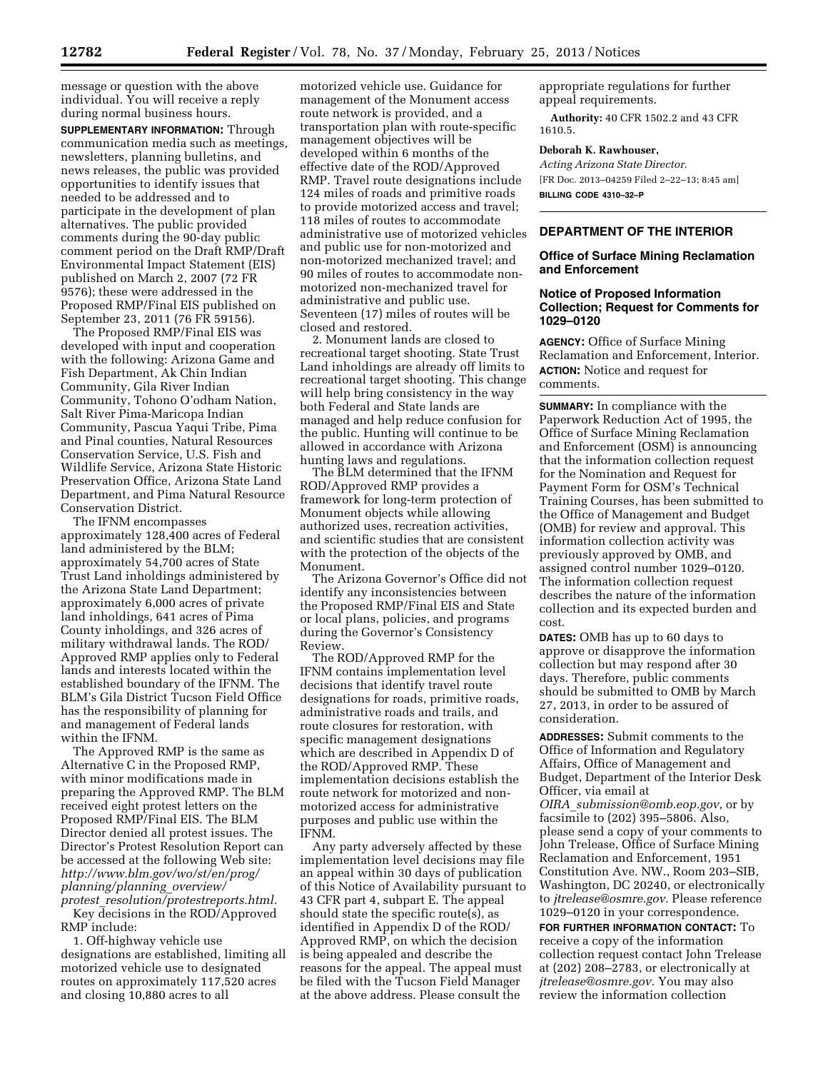message or question with the above individual. You will receive a reply during normal business hours.

**SUPPLEMENTARY INFORMATION:** Through communication media such as meetings, newsletters, planning bulletins, and news releases, the public was provided opportunities to identify issues that needed to be addressed and to participate in the development of plan alternatives. The public provided comments during the 90-day public comment period on the Draft RMP/Draft Environmental Impact Statement (EIS) published on March 2, 2007 (72 FR 9576); these were addressed in the Proposed RMP/Final EIS published on September 23, 2011 (76 FR 59156).

The Proposed RMP/Final EIS was developed with input and cooperation with the following: Arizona Game and Fish Department, Ak Chin Indian Community, Gila River Indian Community, Tohono O'odham Nation, Salt River Pima-Maricopa Indian Community, Pascua Yaqui Tribe, Pima and Pinal counties, Natural Resources Conservation Service, U.S. Fish and Wildlife Service, Arizona State Historic Preservation Office, Arizona State Land Department, and Pima Natural Resource Conservation District.

The IFNM encompasses approximately 128,400 acres of Federal land administered by the BLM; approximately 54,700 acres of State Trust Land inholdings administered by the Arizona State Land Department; approximately 6,000 acres of private land inholdings, 641 acres of Pima County inholdings, and 326 acres of military withdrawal lands. The ROD/Approved RMP applies only to Federal lands and interests located within the established boundary of the IFNM. The BLM's Gila District Tucson Field Office has the responsibility of planning for and management of Federal lands within the IFNM.

The Approved RMP is the same as Alternative C in the Proposed RMP, with minor modifications made in preparing the Approved RMP. The BLM received eight protest letters on the Proposed RMP/Final EIS. The BLM Director denied all protest issues. The Director's Protest Resolution Report can be accessed at the following Web site: *http://www.blm.gov/wo/st/en/prog/planning/planning_overview/protest_resolution/protestreports.html.*

Key decisions in the ROD/Approved RMP include:

1. Off-highway vehicle use designations are established, limiting all motorized vehicle use to designated routes on approximately 117,520 acres and closing 10,880 acres to all motorized vehicle use. Guidance for management of the Monument access route network is provided, and a transportation plan with route-specific management objectives will be developed within 6 months of the effective date of the ROD/Approved RMP. Travel route designations include 124 miles of roads and primitive roads to provide motorized access and travel; 118 miles of routes to accommodate administrative use of motorized vehicles and public use for non-motorized and non-motorized mechanized travel; and 90 miles of routes to accommodate non-motorized non-mechanized travel for administrative and public use. Seventeen (17) miles of routes will be closed and restored.

2. Monument lands are closed to recreational target shooting. State Trust Land inholdings are already off limits to recreational target shooting. This change will help bring consistency in the way both Federal and State lands are managed and help reduce confusion for the public. Hunting will continue to be allowed in accordance with Arizona hunting laws and regulations.

The BLM determined that the IFNM ROD/Approved RMP provides a framework for long-term protection of Monument objects while allowing authorized uses, recreation activities, and scientific studies that are consistent with the protection of the objects of the Monument.

The Arizona Governor's Office did not identify any inconsistencies between the Proposed RMP/Final EIS and State or local plans, policies, and programs during the Governor's Consistency Review.

The ROD/Approved RMP for the IFNM contains implementation level decisions that identify travel route designations for roads, primitive roads, administrative roads and trails, and route closures for restoration, with specific management designations which are described in Appendix D of the ROD/Approved RMP. These implementation decisions establish the route network for motorized and non-motorized access for administrative purposes and public use within the IFNM.

Any party adversely affected by these implementation level decisions may file an appeal within 30 days of publication of this Notice of Availability pursuant to 43 CFR part 4, subpart E. The appeal should state the specific route(s), as identified in Appendix D of the ROD/Approved RMP, on which the decision is being appealed and describe the reasons for the appeal. The appeal must be filed with the Tucson Field Manager at the above address. Please consult the appropriate regulations for further appeal requirements.

**Authority:** 40 CFR 1502.2 and 43 CFR 1610.5.

**Deborah K. Rawhouser,**

*Acting Arizona State Director.*

[FR Doc. 2013–04259 Filed 2–22–13; 8:45 am]

**BILLING CODE 4310–32–P**

## DEPARTMENT OF THE INTERIOR

### Office of Surface Mining Reclamation and Enforcement

### Notice of Proposed Information Collection; Request for Comments for 1029–0120

**AGENCY:** Office of Surface Mining Reclamation and Enforcement, Interior.

**ACTION:** Notice and request for comments.

**SUMMARY:** In compliance with the Paperwork Reduction Act of 1995, the Office of Surface Mining Reclamation and Enforcement (OSM) is announcing that the information collection request for the Nomination and Request for Payment Form for OSM's Technical Training Courses, has been submitted to the Office of Management and Budget (OMB) for review and approval. This information collection activity was previously approved by OMB, and assigned control number 1029–0120. The information collection request describes the nature of the information collection and its expected burden and cost.

**DATES:** OMB has up to 60 days to approve or disapprove the information collection but may respond after 30 days. Therefore, public comments should be submitted to OMB by March 27, 2013, in order to be assured of consideration.

**ADDRESSES:** Submit comments to the Office of Information and Regulatory Affairs, Office of Management and Budget, Department of the Interior Desk Officer, via email at *OIRA_submission@omb.eop.gov*, or by facsimile to (202) 395–5806. Also, please send a copy of your comments to John Trelease, Office of Surface Mining Reclamation and Enforcement, 1951 Constitution Ave. NW., Room 203–SIB, Washington, DC 20240, or electronically to *jtrelease@osmre.gov.* Please reference 1029–0120 in your correspondence.

**FOR FURTHER INFORMATION CONTACT:** To receive a copy of the information collection request contact John Trelease at (202) 208–2783, or electronically at *jtrelease@osmre.gov.* You may also review the information collection